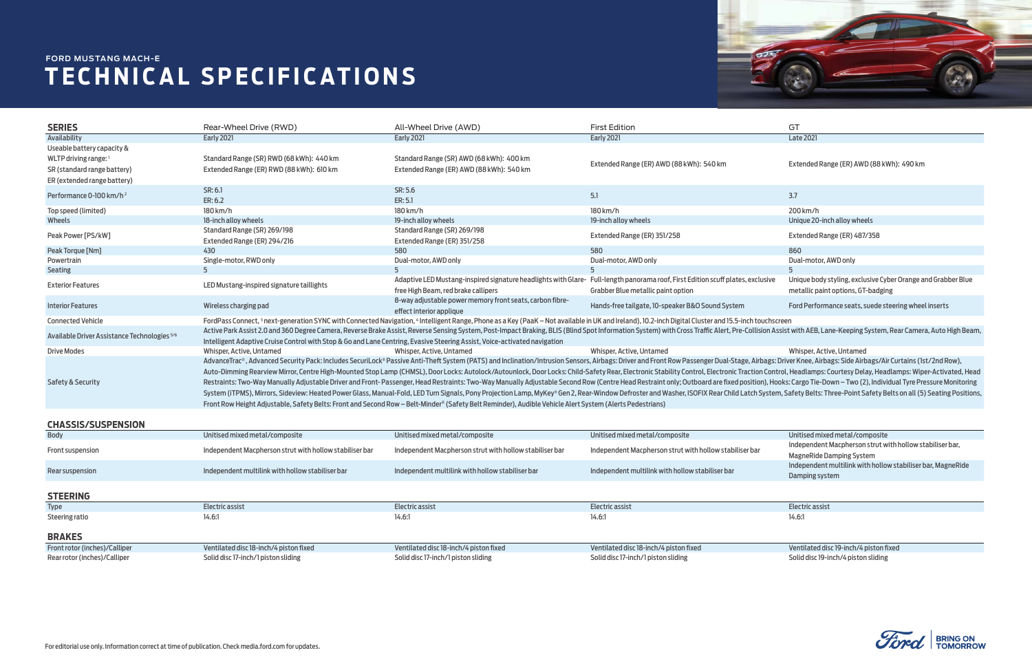FORD MUSTANG MACH-E

# TECHNICAL SPECIFICATIONS

| SERIES | Rear-Wheel Drive (RWD) | All-Wheel Drive (AWD) | First Edition | GT |
| --- | --- | --- | --- | --- |
| Availability | Early 2021 | Early 2021 | Early 2021 | Late 2021 |
| Useable battery capacity & WLTP driving range:[1] SR (standard range battery) ER (extended range battery) | Standard Range (SR) RWD (68 kWh): 440 km Extended Range (ER) RWD (88 kWh): 610 km | Standard Range (SR) AWD (68 kWh): 400 km Extended Range (ER) AWD (88 kWh): 540 km | Extended Range (ER) AWD (88 kWh): 540 km | Extended Range (ER) AWD (88 kWh): 490 km |
| Performance 0-100 km/h[2] | SR: 6.1 ER: 6.2 | SR: 5.6 ER: 5.1 | 5.1 | 3.7 |
| Top speed (limited) | 180 km/h | 180 km/h | 180 km/h | 200 km/h |
| Wheels | 18-inch alloy wheels | 19-inch alloy wheels | 19-inch alloy wheels | Unique 20-inch alloy wheels |
| Peak Power [PS/kW] | Standard Range (SR) 269/198 Extended Range (ER) 294/216 | Standard Range (SR) 269/198 Extended Range (ER) 351/258 | Extended Range (ER) 351/258 | Extended Range (ER) 487/358 |
| Peak Torque [Nm] | 430 | 580 | 580 | 860 |
| Powertrain | Single-motor, RWD only | Dual-motor, AWD only | Dual-motor, AWD only | Dual-motor, AWD only |
| Seating | 5 | 5 | 5 | 5 |
| Exterior Features | LED Mustang-inspired signature taillights | Adaptive LED Mustang-inspired signature headlights with Glare-free High Beam, red brake callipers | Full-length panorama roof, First Edition scuff plates, exclusive Grabber Blue metallic paint option | Unique body styling, exclusive Cyber Orange and Grabber Blue metallic paint options, GT-badging |
| Interior Features | Wireless charging pad | 8-way adjustable power memory front seats, carbon fibre-effect interior appliqué | Hands-free tailgate, 10-speaker B&O Sound System | Ford Performance seats, suede steering wheel inserts |
| Connected Vehicle | FordPass Connect,[3] next-generation SYNC with Connected Navigation,[4] Intelligent Range, Phone as a Key (PaaK – Not available in UK and Ireland), 10.2-inch Digital Cluster and 15.5-inch touchscreen | | | |
| Available Driver Assistance Technologies[5/6] | Active Park Assist 2.0 and 360 Degree Camera, Reverse Brake Assist, Reverse Sensing System, Post-Impact Braking, BLIS (Blind Spot Information System) with Cross Traffic Alert, Pre-Collision Assist with AEB, Lane-Keeping System, Rear Camera, Auto High Beam, Intelligent Adaptive Cruise Control with Stop & Go and Lane Centring, Evasive Steering Assist, Voice-activated navigation | | | |
| Drive Modes | Whisper, Active, Untamed | Whisper, Active, Untamed | Whisper, Active, Untamed | Whisper, Active, Untamed |
| Safety & Security | AdvanceTrac®, Advanced Security Pack: Includes SecuriLock® Passive Anti-Theft System (PATS) and Inclination/Intrusion Sensors, Airbags: Driver and Front Row Passenger Dual-Stage, Airbags: Driver Knee, Airbags: Side Airbags/Air Curtains (1st/2nd Row), Auto-Dimming Rearview Mirror, Centre High-Mounted Stop Lamp (CHMSL), Door Locks: Autolock/Autounlock, Door Locks: Child-Safety Rear, Electronic Stability Control, Electronic Traction Control, Headlamps: Courtesy Delay, Headlamps: Wiper-Activated, Head Restraints: Two-Way Manually Adjustable Driver and Front- Passenger, Head Restraints: Two-Way Manually Adjustable Second Row (Centre Head Restraint only; Outboard are fixed position), Hooks: Cargo Tie-Down – Two (2), Individual Tyre Pressure Monitoring System (iTPMS), Mirrors, Sideview: Heated Power Glass, Manual-Fold, LED Turn Signals, Pony Projection Lamp, MyKey® Gen 2, Rear-Window Defroster and Washer, ISOFIX Rear Child Latch System, Safety Belts: Three-Point Safety Belts on all (5) Seating Positions, Front Row Height Adjustable, Safety Belts: Front and Second Row – Belt-Minder® (Safety Belt Reminder), Audible Vehicle Alert System (Alerts Pedestrians) | | | |

## CHASSIS/SUSPENSION

| | | | | |
| --- | --- | --- | --- | --- |
| Body | Unitised mixed metal/composite | Unitised mixed metal/composite | Unitised mixed metal/composite | Unitised mixed metal/composite |
| Front suspension | Independent Macpherson strut with hollow stabiliser bar | Independent Macpherson strut with hollow stabiliser bar | Independent Macpherson strut with hollow stabiliser bar | Independent Macpherson strut with hollow stabiliser bar, MagneRide Damping System |
| Rear suspension | Independent multilink with hollow stabiliser bar | Independent multilink with hollow stabiliser bar | Independent multilink with hollow stabiliser bar | Independent multilink with hollow stabiliser bar, MagneRide Damping system |

## STEERING

| | | | | |
| --- | --- | --- | --- | --- |
| Type | Electric assist | Electric assist | Electric assist | Electric assist |
| Steering ratio | 14.6:1 | 14.6:1 | 14.6:1 | 14.6:1 |

## BRAKES

| | | | | |
| --- | --- | --- | --- | --- |
| Front rotor (inches)/Calliper | Ventilated disc 18-inch/4 piston fixed | Ventilated disc 18-inch/4 piston fixed | Ventilated disc 18-inch/4 piston fixed | Ventilated disc 19-inch/4 piston fixed |
| Rear rotor (inches)/Calliper | Solid disc 17-inch/1 piston sliding | Solid disc 17-inch/1 piston sliding | Solid disc 17-inch/1 piston sliding | Solid disc 19-inch/4 piston sliding |

For editorial use only. Information correct at time of publication. Check media.ford.com for updates.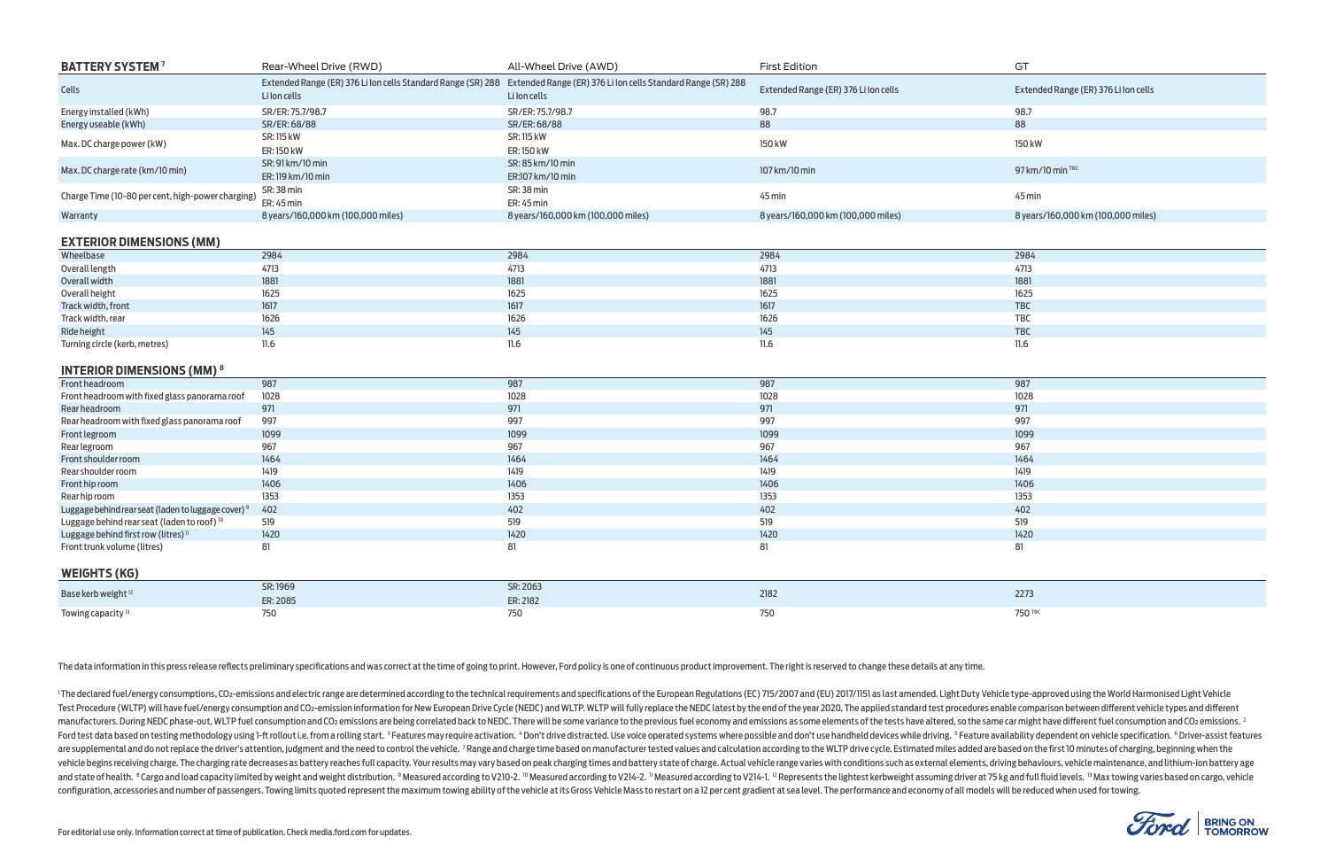| BATTERY SYSTEM [7] | Rear-Wheel Drive (RWD) | All-Wheel Drive (AWD) | First Edition | GT |
|---|---|---|---|---|
| Cells | Extended Range (ER) 376 Li Ion cells Standard Range (SR) 288 Li Ion cells | Extended Range (ER) 376 Li Ion cells Standard Range (SR) 288 Li Ion cells | Extended Range (ER) 376 Li Ion cells | Extended Range (ER) 376 Li Ion cells |
| Energy installed (kWh) | SR/ER: 75.7/98.7 | SR/ER: 75.7/98.7 | 98.7 | 98.7 |
| Energy useable (kWh) | SR/ER: 68/88 | SR/ER: 68/88 | 88 | 88 |
| Max. DC charge power (kW) | SR: 115 kW ER: 150 kW | SR: 115 kW ER: 150 kW | 150 kW | 150 kW |
| Max. DC charge rate (km/10 min) | SR: 91 km/10 min ER: 119 km/10 min | SR: 85 km/10 min ER:107 km/10 min | 107 km/10 min | 97 km/10 min TBC |
| Charge Time (10-80 per cent, high-power charging) | SR: 38 min ER: 45 min | SR: 38 min ER: 45 min | 45 min | 45 min |
| Warranty | 8 years/160,000 km (100,000 miles) | 8 years/160,000 km (100,000 miles) | 8 years/160,000 km (100,000 miles) | 8 years/160,000 km (100,000 miles) |

| EXTERIOR DIMENSIONS (MM) | | | | |
|---|---|---|---|---|
| Wheelbase | 2984 | 2984 | 2984 | 2984 |
| Overall length | 4713 | 4713 | 4713 | 4713 |
| Overall width | 1881 | 1881 | 1881 | 1881 |
| Overall height | 1625 | 1625 | 1625 | 1625 |
| Track width, front | 1617 | 1617 | 1617 | TBC |
| Track width, rear | 1626 | 1626 | 1626 | TBC |
| Ride height | 145 | 145 | 145 | TBC |
| Turning circle (kerb, metres) | 11.6 | 11.6 | 11.6 | 11.6 |

| INTERIOR DIMENSIONS (MM) [8] | | | | |
|---|---|---|---|---|
| Front headroom | 987 | 987 | 987 | 987 |
| Front headroom with fixed glass panorama roof | 1028 | 1028 | 1028 | 1028 |
| Rear headroom | 971 | 971 | 971 | 971 |
| Rear headroom with fixed glass panorama roof | 997 | 997 | 997 | 997 |
| Front legroom | 1099 | 1099 | 1099 | 1099 |
| Rear legroom | 967 | 967 | 967 | 967 |
| Front shoulder room | 1464 | 1464 | 1464 | 1464 |
| Rear shoulder room | 1419 | 1419 | 1419 | 1419 |
| Front hip room | 1406 | 1406 | 1406 | 1406 |
| Rear hip room | 1353 | 1353 | 1353 | 1353 |
| Luggage behind rear seat (laden to luggage cover) [9] | 402 | 402 | 402 | 402 |
| Luggage behind rear seat (laden to roof) [10] | 519 | 519 | 519 | 519 |
| Luggage behind first row (litres) [11] | 1420 | 1420 | 1420 | 1420 |
| Front trunk volume (litres) | 81 | 81 | 81 | 81 |

| WEIGHTS (KG) | | | | |
|---|---|---|---|---|
| Base kerb weight [12] | SR: 1969 ER: 2085 | SR: 2063 ER: 2182 | 2182 | 2273 |
| Towing capacity [13] | 750 | 750 | 750 | 750 TBC |

The data information in this press release reflects preliminary specifications and was correct at the time of going to print. However, Ford policy is one of continuous product improvement. The right is reserved to change these details at any time.

[1] The declared fuel/energy consumptions, $CO_2$-emissions and electric range are determined according to the technical requirements and specifications of the European Regulations (EC) 715/2007 and (EU) 2017/1151 as last amended. Light Duty Vehicle type-approved using the World Harmonised Light Vehicle Test Procedure (WLTP) will have fuel/energy consumption and $CO_2$-emission information for New European Drive Cycle (NEDC) and WLTP. WLTP will fully replace the NEDC latest by the end of the year 2020. The applied standard test procedures enable comparison between different vehicle types and different manufacturers. During NEDC phase-out, WLTP fuel consumption and $CO_2$ emissions are being correlated back to NEDC. There will be some variance to the previous fuel economy and emissions as some elements of the tests have altered, so the same car might have different fuel consumption and $CO_2$ emissions. [2] Ford test data based on testing methodology using 1-ft rollout i.e. from a rolling start. [3] Features may require activation. [4] Don't drive distracted. Use voice operated systems where possible and don't use handheld devices while driving. [5] Feature availability dependent on vehicle specification. [6] Driver-assist features are supplemental and do not replace the driver's attention, judgment and the need to control the vehicle. [7] Range and charge time based on manufacturer tested values and calculation according to the WLTP drive cycle. Estimated miles added are based on the first 10 minutes of charging, beginning when the vehicle begins receiving charge. The charging rate decreases as battery reaches full capacity. Your results may vary based on peak charging times and battery state of charge. Actual vehicle range varies with conditions such as external elements, driving behaviours, vehicle maintenance, and lithium-ion battery age and state of health. [8] Cargo and load capacity limited by weight and weight distribution. [9] Measured according to V210-2. [10] Measured according to V214-2. [11] Measured according to V214-1. [12] Represents the lightest kerbweight assuming driver at 75 kg and full fluid levels. [13] Max towing varies based on cargo, vehicle configuration, accessories and number of passengers. Towing limits quoted represent the maximum towing ability of the vehicle at its Gross Vehicle Mass to restart on a 12 per cent gradient at sea level. The performance and economy of all models will be reduced when used for towing.

For editorial use only. Information correct at time of publication. Check media.ford.com for updates.